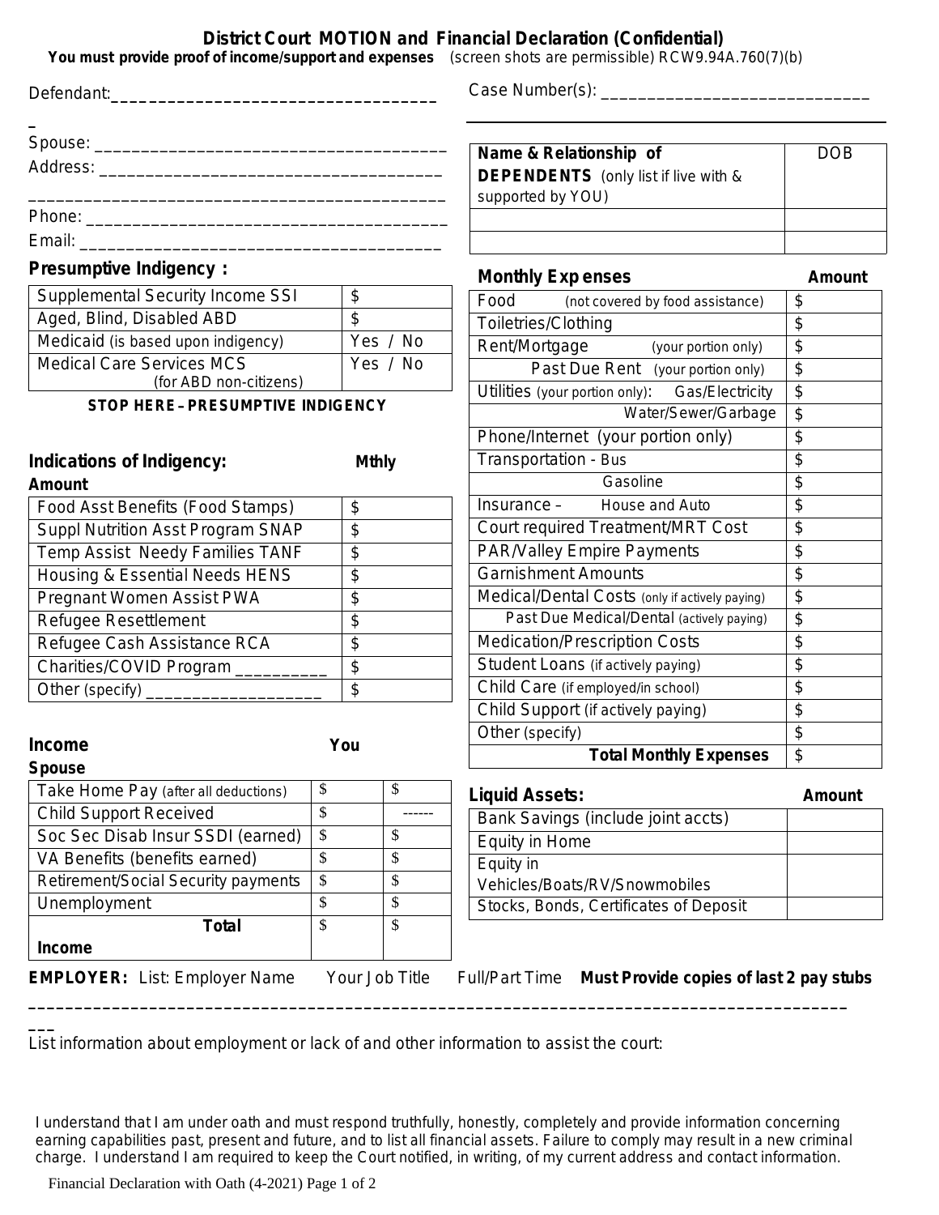# District Court MOTION and Financial Declaration (Confidential)

**You must provide proof of income/support and expenses** (screen shots are permissible) RCW9.94A.760(7)(b)

Defendant: ___________________________________

Case Number(s): ____________________________

Spouse: ____________________________________

Address: ____________________________________

_____________________________________________

Phone: _____________________________________

Email: ______________________________________

| Name & Relationship of **DEPENDENTS** (only list if live with & supported by YOU) | DOB |
|---|---|
| | |
| | |

**Presumptive Indigency :**

| | |
|---|---|
| Supplemental Security Income SSI | $ |
| Aged, Blind, Disabled ABD | $ |
| Medicaid (is based upon indigency) | Yes / No |
| Medical Care Services MCS (for ABD non-citizens) | Yes / No |

**STOP HERE – PRESUMPTIVE INDIGENCY**

**Indications of Indigency:** **Mthly Amount**

| | |
|---|---|
| Food Asst Benefits (Food Stamps) | $ |
| Suppl Nutrition Asst Program SNAP | $ |
| Temp Assist Needy Families TANF | $ |
| Housing & Essential Needs HENS | $ |
| Pregnant Women Assist PWA | $ |
| Refugee Resettlement | $ |
| Refugee Cash Assistance RCA | $ |
| Charities/COVID Program __________ | $ |
| Other (specify) __________________ | $ |

| **Income** | **You** | **Spouse** |
|---|---|---|
| Take Home Pay (after all deductions) | $ | $ |
| Child Support Received | $ | ------ |
| Soc Sec Disab Insur SSDI (earned) | $ | $ |
| VA Benefits (benefits earned) | $ | $ |
| Retirement/Social Security payments | $ | $ |
| Unemployment | $ | $ |
| **Total Income** | $ | $ |

| **Monthly Expenses** | **Amount** |
|---|---|
| Food (not covered by food assistance) | $ |
| Toiletries/Clothing | $ |
| Rent/Mortgage (your portion only) | $ |
| Past Due Rent (your portion only) | $ |
| Utilities (your portion only): Gas/Electricity | $ |
| Water/Sewer/Garbage | $ |
| Phone/Internet (your portion only) | $ |
| Transportation - Bus | $ |
| Gasoline | $ |
| Insurance – House and Auto | $ |
| Court required Treatment/MRT Cost | $ |
| PAR/Valley Empire Payments | $ |
| Garnishment Amounts | $ |
| Medical/Dental Costs (only if actively paying) | $ |
| Past Due Medical/Dental (actively paying) | $ |
| Medication/Prescription Costs | $ |
| Student Loans (if actively paying) | $ |
| Child Care (if employed/in school) | $ |
| Child Support (if actively paying) | $ |
| Other (specify) | $ |
| **Total Monthly Expenses** | $ |

| **Liquid Assets:** | **Amount** |
|---|---|
| Bank Savings (include joint accts) | |
| Equity in Home | |
| Equity in Vehicles/Boats/RV/Snowmobiles | |
| Stocks, Bonds, Certificates of Deposit | |

**EMPLOYER:** List: Employer Name Your Job Title Full/Part Time **Must Provide copies of last 2 pay stubs**

_____________________________________________________________________________________________

List information about employment or lack of and other information to assist the court:

I understand that I am under oath and must respond truthfully, honestly, completely and provide information concerning earning capabilities past, present and future, and to list all financial assets. Failure to comply may result in a new criminal charge. I understand I am required to keep the Court notified, in writing, of my current address and contact information.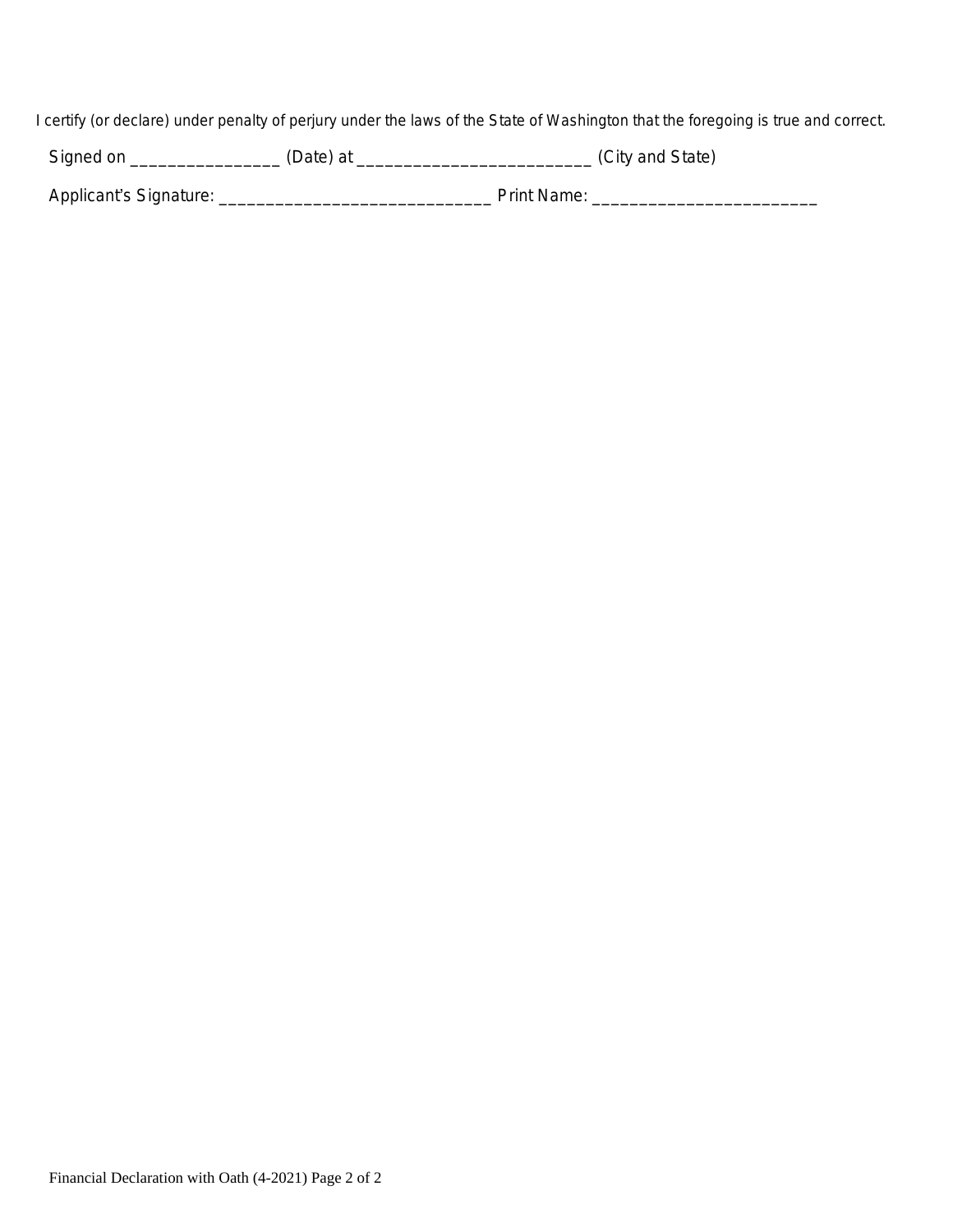I certify (or declare) under penalty of perjury under the laws of the State of Washington that the foregoing is true and correct.

Signed on ________________ (Date) at _________________________ (City and State)

Applicant's Signature: _____________________________ Print Name: ________________________

Financial Declaration with Oath (4-2021)